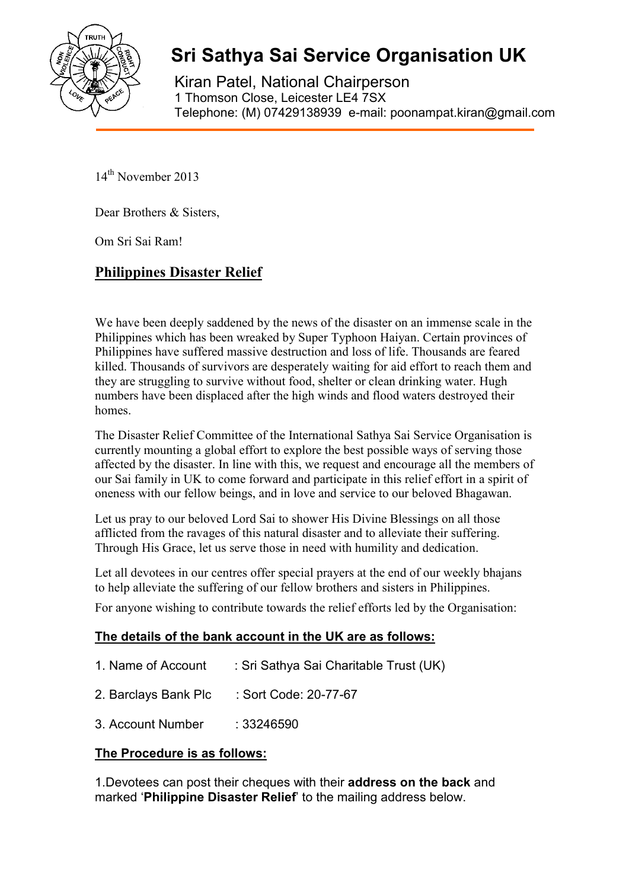# Sri Sathya Sai Service Organisation UK

Kiran Patel, National Chairperson
1 Thomson Close, Leicester LE4 7SX
Telephone: (M) 07429138939 e-mail: poonampat.kiran@gmail.com

14th November 2013

Dear Brothers & Sisters,

Om Sri Sai Ram!

## Philippines Disaster Relief

We have been deeply saddened by the news of the disaster on an immense scale in the Philippines which has been wreaked by Super Typhoon Haiyan. Certain provinces of Philippines have suffered massive destruction and loss of life. Thousands are feared killed. Thousands of survivors are desperately waiting for aid effort to reach them and they are struggling to survive without food, shelter or clean drinking water. Hugh numbers have been displaced after the high winds and flood waters destroyed their homes.

The Disaster Relief Committee of the International Sathya Sai Service Organisation is currently mounting a global effort to explore the best possible ways of serving those affected by the disaster. In line with this, we request and encourage all the members of our Sai family in UK to come forward and participate in this relief effort in a spirit of oneness with our fellow beings, and in love and service to our beloved Bhagawan.

Let us pray to our beloved Lord Sai to shower His Divine Blessings on all those afflicted from the ravages of this natural disaster and to alleviate their suffering. Through His Grace, let us serve those in need with humility and dedication.

Let all devotees in our centres offer special prayers at the end of our weekly bhajans to help alleviate the suffering of our fellow brothers and sisters in Philippines.

For anyone wishing to contribute towards the relief efforts led by the Organisation:

### The details of the bank account in the UK are as follows:

1. Name of Account : Sri Sathya Sai Charitable Trust (UK)
2. Barclays Bank Plc : Sort Code: 20-77-67
3. Account Number : 33246590

### The Procedure is as follows:

1.Devotees can post their cheques with their **address on the back** and marked '**Philippine Disaster Relief**' to the mailing address below.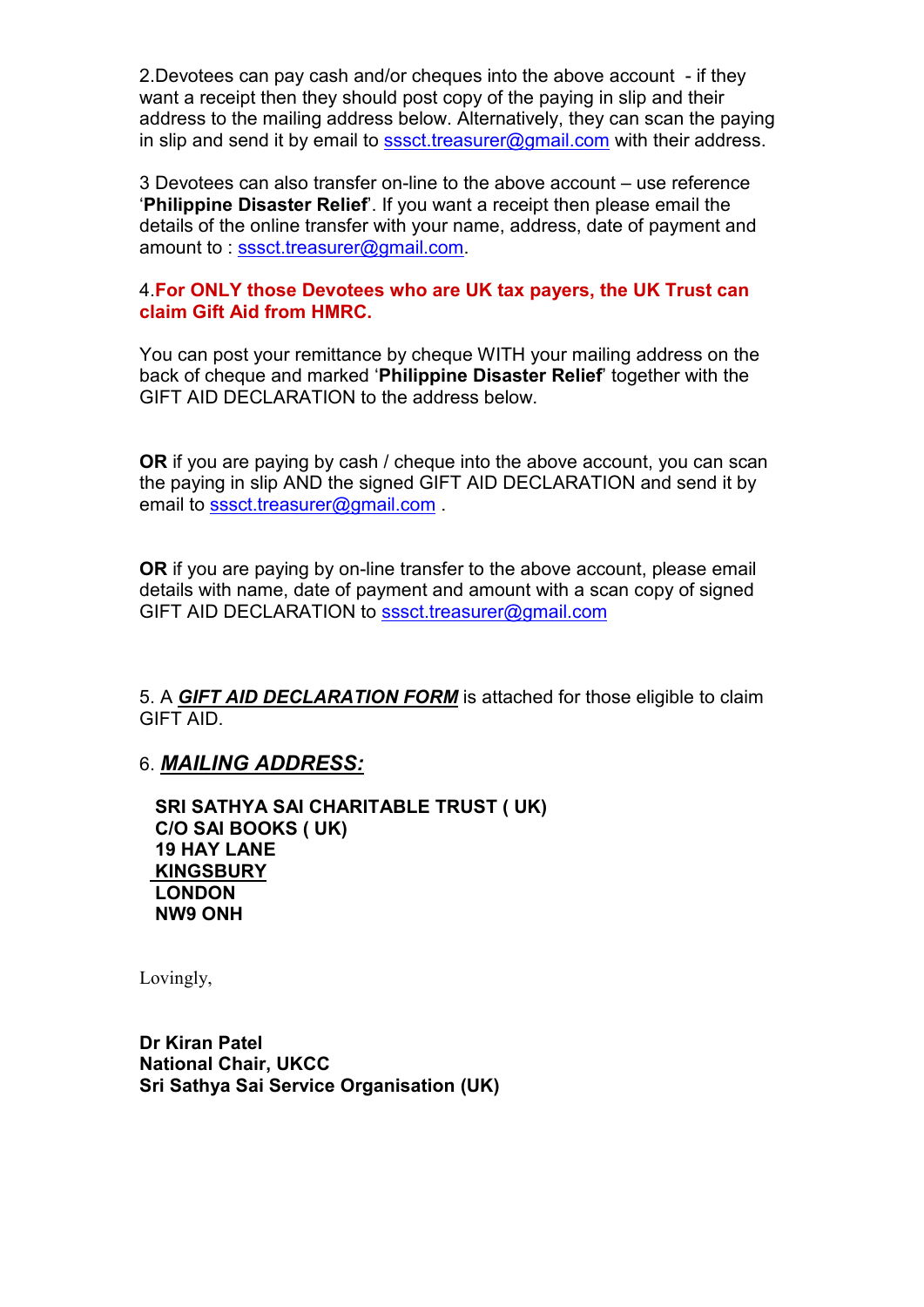2.Devotees can pay cash and/or cheques into the above account - if they want a receipt then they should post copy of the paying in slip and their address to the mailing address below. Alternatively, they can scan the paying in slip and send it by email to sssct.treasurer@gmail.com with their address.

3 Devotees can also transfer on-line to the above account – use reference '**Philippine Disaster Relief**'. If you want a receipt then please email the details of the online transfer with your name, address, date of payment and amount to : sssct.treasurer@gmail.com.

4.**For ONLY those Devotees who are UK tax payers, the UK Trust can claim Gift Aid from HMRC.**

You can post your remittance by cheque WITH your mailing address on the back of cheque and marked '**Philippine Disaster Relief**' together with the GIFT AID DECLARATION to the address below.

**OR** if you are paying by cash / cheque into the above account, you can scan the paying in slip AND the signed GIFT AID DECLARATION and send it by email to sssct.treasurer@gmail.com .

**OR** if you are paying by on-line transfer to the above account, please email details with name, date of payment and amount with a scan copy of signed GIFT AID DECLARATION to sssct.treasurer@gmail.com

5. A ***GIFT AID DECLARATION FORM*** is attached for those eligible to claim GIFT AID.

6. ***MAILING ADDRESS:***

**SRI SATHYA SAI CHARITABLE TRUST ( UK)**
**C/O SAI BOOKS ( UK)**
**19 HAY LANE**
**KINGSBURY**
**LONDON**
**NW9 ONH**

Lovingly,

**Dr Kiran Patel**
**National Chair, UKCC**
**Sri Sathya Sai Service Organisation (UK)**